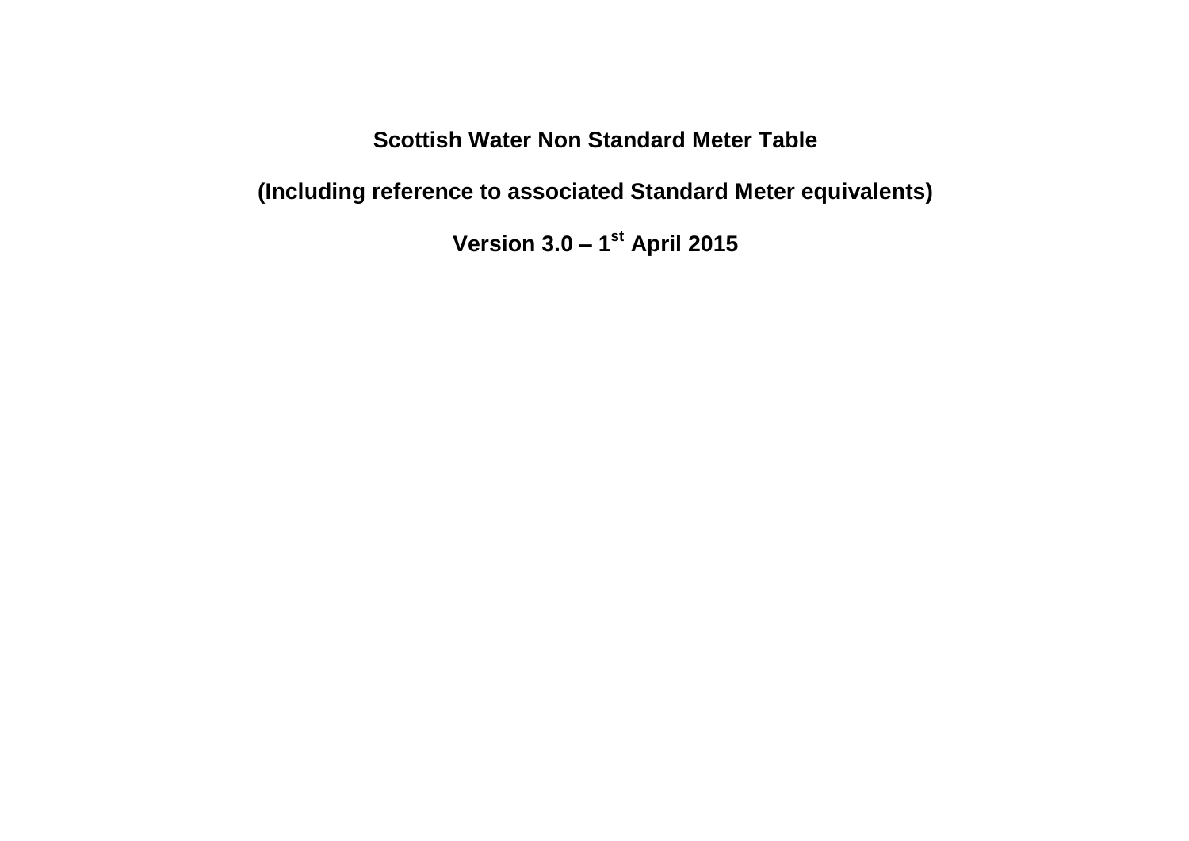# Scottish Water Non Standard Meter Table

## (Including reference to associated Standard Meter equivalents)

## Version 3.0 – 1st April 2015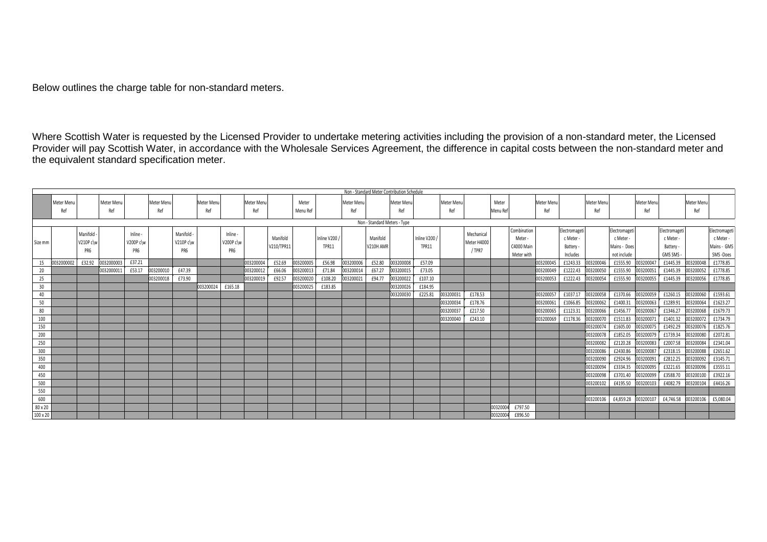Below outlines the charge table for non-standard meters.

Where Scottish Water is requested by the Licensed Provider to undertake metering activities including the provision of a non-standard meter, the Licensed Provider will pay Scottish Water, in accordance with the Wholesale Services Agreement, the difference in capital costs between the non-standard meter and the equivalent standard specification meter.

| Non - Standard Meter Contribution Schedule | | | | | | | | | | | | | | | | | | | | | | | | | | | | |
|---|---|---|---|---|---|---|---|---|---|---|---|---|---|---|---|---|---|---|---|---|---|---|---|---|---|---|---|---|
| | Meter Menu Ref | | Meter Menu Ref | | Meter Menu Ref | | Meter Menu Ref | | Meter Menu Ref | | Meter Menu Ref | | Meter Menu Ref | | Meter Menu Ref | | Meter Menu Ref | | Meter Menu Ref | | Meter Menu Ref | | Meter Menu Ref | | Meter Menu Ref | | Meter Menu Ref | |
| Non - Standard Meters - Type | | | | | | | | | | | | | | | | | | | | | | | | | | | | |
| Size mm | | Manifold - V210P c\w PR6 | | Inline - V200P c\w PR6 | | Manifold - V210P c\w PR6 | | Inline - V200P c\w PR6 | | Manifold V210/TPR11 | | Inline V200 / TPR11 | | Manifold V210H AMR | | Inline V200 / TPR11 | | Mechanical Meter H4000 / TPR7 | | Combination Meter - C4000 Main Meter with | | Electromagetic Meter - Battery - Includes | | Electromagetic Meter - Mains - Does not include | | Electromagetic Meter - Battery - GMS SMS - | | Electromagetic Meter - Mains - GMS SMS -Does |
| 15 | 0032000002 | £32.92 | 0032000003 | £37.21 | | | | | 003200004 | £52.69 | 003200005 | £56.98 | 003200006 | £52.80 | 003200008 | £57.09 | | | | | 003200045 | £1243.33 | 003200046 | £1555.90 | 003200047 | £1445.39 | 003200048 | £1778.85 |
| 20 | | | 0032000011 | £53.17 | 003200010 | £47.39 | | | 003200012 | £66.06 | 003200013 | £71.84 | 003200014 | £67.27 | 003200015 | £73.05 | | | | | 003200049 | £1222.43 | 003200050 | £1555.90 | 003200051 | £1445.39 | 003200052 | £1778.85 |
| 25 | | | | | 003200018 | £73.90 | | | 003200019 | £92.57 | 003200020 | £108.20 | 003200021 | £94.77 | 003200022 | £107.10 | | | | | 003200053 | £1222.43 | 003200054 | £1555.90 | 003200055 | £1445.39 | 003200056 | £1778.85 |
| 30 | | | | | | | 003200024 | £165.18 | | | 003200025 | £183.85 | | | 003200026 | £184.95 | | | | | | | | | | | | |
| 40 | | | | | | | | | | | | | | | 003200030 | £225.81 | 003200031 | £178.53 | | | 003200057 | £1037.17 | 003200058 | £1370.66 | 003200059 | £1260.15 | 003200060 | £1593.61 |
| 50 | | | | | | | | | | | | | | | | | 003200034 | £178.76 | | | 003200061 | £1066.85 | 003200062 | £1400.31 | 003200063 | £1289.91 | 003200064 | £1623.27 |
| 80 | | | | | | | | | | | | | | | | | 003200037 | £217.50 | | | 003200065 | £1123.31 | 003200066 | £1456.77 | 003200067 | £1346.27 | 003200068 | £1679.73 |
| 100 | | | | | | | | | | | | | | | | | 003200040 | £243.10 | | | 003200069 | £1178.36 | 003200070 | £1511.83 | 003200071 | £1401.32 | 003200072 | £1734.79 |
| 150 | | | | | | | | | | | | | | | | | | | | | | | 003200074 | £1605.00 | 003200075 | £1492.29 | 003200076 | £1825.76 |
| 200 | | | | | | | | | | | | | | | | | | | | | | | 003200078 | £1852.05 | 003200079 | £1739.34 | 003200080 | £2072.81 |
| 250 | | | | | | | | | | | | | | | | | | | | | | | 003200082 | £2120.28 | 003200083 | £2007.58 | 003200084 | £2341.04 |
| 300 | | | | | | | | | | | | | | | | | | | | | | | 003200086 | £2430.86 | 003200087 | £2318.15 | 003200088 | £2651.62 |
| 350 | | | | | | | | | | | | | | | | | | | | | | | 003200090 | £2924.96 | 003200091 | £2812.25 | 003200092 | £3145.71 |
| 400 | | | | | | | | | | | | | | | | | | | | | | | 003200094 | £3334.35 | 003200095 | £3221.65 | 003200096 | £3555.11 |
| 450 | | | | | | | | | | | | | | | | | | | | | | | 003200098 | £3701.40 | 003200099 | £3588.70 | 003200100 | £3922.16 |
| 500 | | | | | | | | | | | | | | | | | | | | | | | 003200102 | £4195.50 | 003200103 | £4082.79 | 003200104 | £4416.26 |
| 550 | | | | | | | | | | | | | | | | | | | | | | | | | | | | |
| 600 | | | | | | | | | | | | | | | | | | | | | | | 003200106 | £4,859.28 | 003200107 | £4,746.58 | 003200106 | £5,080.04 |
| 80 x 20 | | | | | | | | | | | | | | | | | | | 00320004 | £797.50 | | | | | | | | |
| 100 x 20 | | | | | | | | | | | | | | | | | | | 00320004 | £896.50 | | | | | | | | |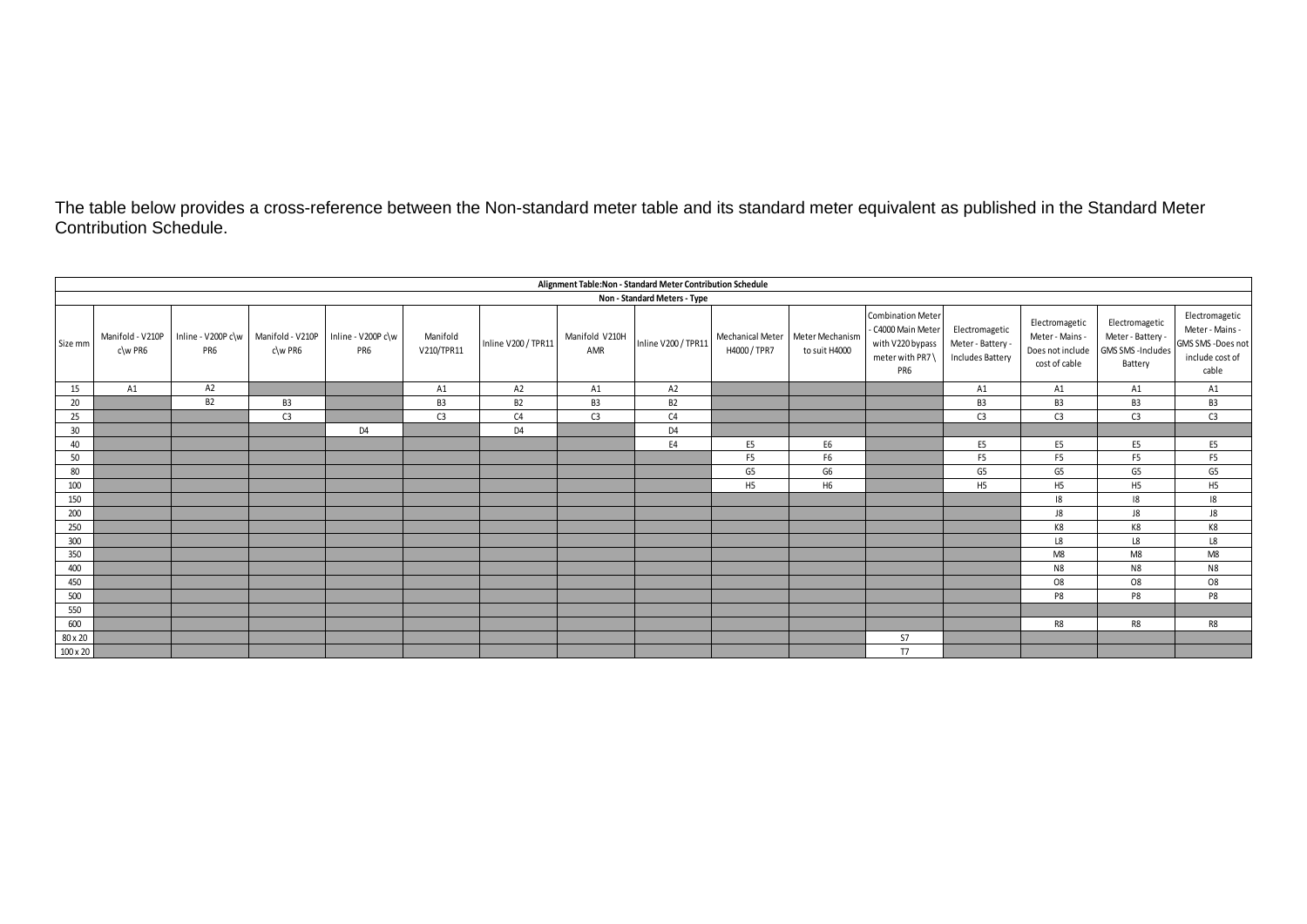The table below provides a cross-reference between the Non-standard meter table and its standard meter equivalent as published in the Standard Meter Contribution Schedule.

| Alignment Table:Non - Standard Meter Contribution Schedule | | | | | | | | | | | | | | | |
|---|---|---|---|---|---|---|---|---|---|---|---|---|---|---|---|
| | Non - Standard Meters - Type | | | | | | | | | | | | | | |
| Size mm | Manifold - V210P c\w PR6 | Inline - V200P c\w PR6 | Manifold - V210P c\w PR6 | Inline - V200P c\w PR6 | Manifold V210/TPR11 | Inline V200 / TPR11 | Manifold V210H AMR | Inline V200 / TPR11 | Mechanical Meter H4000 / TPR7 | Meter Mechanism to suit H4000 | Combination Meter - C4000 Main Meter with V220 bypass meter with PR7 \ PR6 | Electromagetic Meter - Battery - Includes Battery | Electromagetic Meter - Mains - Does not include cost of cable | Electromagetic Meter - Battery - GMS SMS -Includes Battery | Electromagetic Meter - Mains - GMS SMS -Does not include cost of cable |
| 15 | A1 | A2 | | | A1 | A2 | A1 | A2 | | | | A1 | A1 | A1 | A1 |
| 20 | | B2 | B3 | | B3 | B2 | B3 | B2 | | | | B3 | B3 | B3 | B3 |
| 25 | | | C3 | | C3 | C4 | C3 | C4 | | | | C3 | C3 | C3 | C3 |
| 30 | | | | D4 | | D4 | | D4 | | | | | | | |
| 40 | | | | | | | | E4 | E5 | E6 | | E5 | E5 | E5 | E5 |
| 50 | | | | | | | | | F5 | F6 | | F5 | F5 | F5 | F5 |
| 80 | | | | | | | | | G5 | G6 | | G5 | G5 | G5 | G5 |
| 100 | | | | | | | | | H5 | H6 | | H5 | H5 | H5 | H5 |
| 150 | | | | | | | | | | | | | I8 | I8 | I8 |
| 200 | | | | | | | | | | | | | J8 | J8 | J8 |
| 250 | | | | | | | | | | | | | K8 | K8 | K8 |
| 300 | | | | | | | | | | | | | L8 | L8 | L8 |
| 350 | | | | | | | | | | | | | M8 | M8 | M8 |
| 400 | | | | | | | | | | | | | N8 | N8 | N8 |
| 450 | | | | | | | | | | | | | O8 | O8 | O8 |
| 500 | | | | | | | | | | | | | P8 | P8 | P8 |
| 550 | | | | | | | | | | | | | | | |
| 600 | | | | | | | | | | | | | R8 | R8 | R8 |
| 80 x 20 | | | | | | | | | | | S7 | | | | |
| 100 x 20 | | | | | | | | | | | T7 | | | | |